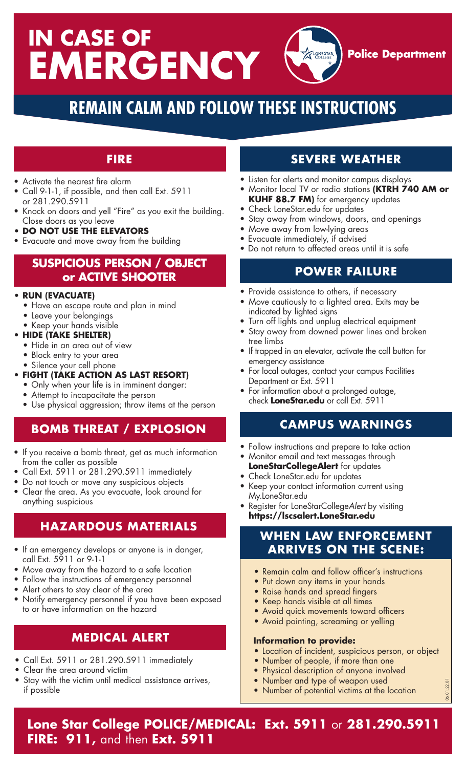# IN CASE OF EMERGENCY

Police Department

## REMAIN CALM AND FOLLOW THESE INSTRUCTIONS

### FIRE

- Activate the nearest fire alarm
- Call 9-1-1, if possible, and then call Ext. 5911 or 281.290.5911
- Knock on doors and yell "Fire" as you exit the building. Close doors as you leave
- **DO NOT USE THE ELEVATORS**
- Evacuate and move away from the building

### SUSPICIOUS PERSON / OBJECT or ACTIVE SHOOTER

- **RUN (EVACUATE)**
  - Have an escape route and plan in mind
  - Leave your belongings
  - Keep your hands visible
- **HIDE (TAKE SHELTER)**
  - Hide in an area out of view
  - Block entry to your area
  - Silence your cell phone
- **FIGHT (TAKE ACTION AS LAST RESORT)**
  - Only when your life is in imminent danger:
  - Attempt to incapacitate the person
  - Use physical aggression; throw items at the person

### BOMB THREAT / EXPLOSION

- If you receive a bomb threat, get as much information from the caller as possible
- Call Ext. 5911 or 281.290.5911 immediately
- Do not touch or move any suspicious objects
- Clear the area. As you evacuate, look around for anything suspicious

### HAZARDOUS MATERIALS

- If an emergency develops or anyone is in danger, call Ext. 5911 or 9-1-1
- Move away from the hazard to a safe location
- Follow the instructions of emergency personnel
- Alert others to stay clear of the area
- Notify emergency personnel if you have been exposed to or have information on the hazard

### MEDICAL ALERT

- Call Ext. 5911 or 281.290.5911 immediately
- Clear the area around victim
- Stay with the victim until medical assistance arrives, if possible

### SEVERE WEATHER

- Listen for alerts and monitor campus displays
- Monitor local TV or radio stations **(KTRH 740 AM or KUHF 88.7 FM)** for emergency updates
- Check LoneStar.edu for updates
- Stay away from windows, doors, and openings
- Move away from low-lying areas
- Evacuate immediately, if advised
- Do not return to affected areas until it is safe

### POWER FAILURE

- Provide assistance to others, if necessary
- Move cautiously to a lighted area. Exits may be indicated by lighted signs
- Turn off lights and unplug electrical equipment
- Stay away from downed power lines and broken tree limbs
- If trapped in an elevator, activate the call button for emergency assistance
- For local outages, contact your campus Facilities Department or Ext. 5911
- For information about a prolonged outage, check **LoneStar.edu** or call Ext. 5911

### CAMPUS WARNINGS

- Follow instructions and prepare to take action
- Monitor email and text messages through **LoneStarCollegeAlert** for updates
- Check LoneStar.edu for updates
- Keep your contact information current using My.LoneStar.edu
- Register for LoneStarCollege*Alert* by visiting **https://lscsalert.LoneStar.edu**

### WHEN LAW ENFORCEMENT ARRIVES ON THE SCENE:

- Remain calm and follow officer's instructions
- Put down any items in your hands
- Raise hands and spread fingers
- Keep hands visible at all times
- Avoid quick movements toward officers
- Avoid pointing, screaming or yelling

**Information to provide:**

- Location of incident, suspicious person, or object
- Number of people, if more than one
- Physical description of anyone involved
- Number and type of weapon used
- Number of potential victims at the location

06.01.22.01

**Lone Star College POLICE/MEDICAL: Ext. 5911** or **281.290.5911**
**FIRE: 911,** and then **Ext. 5911**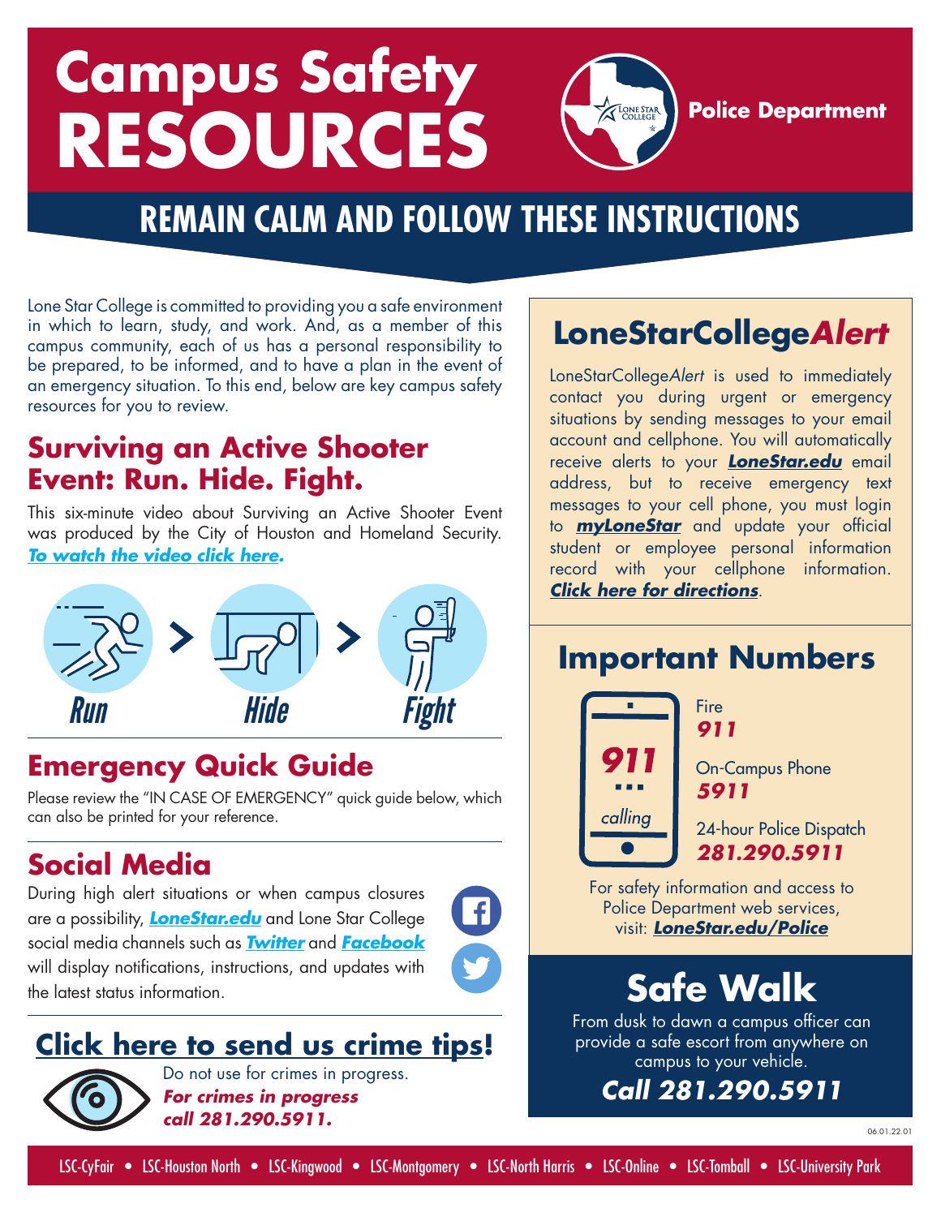# Campus Safety RESOURCES

Police Department

## REMAIN CALM AND FOLLOW THESE INSTRUCTIONS

Lone Star College is committed to providing you a safe environment in which to learn, study, and work. And, as a member of this campus community, each of us has a personal responsibility to be prepared, to be informed, and to have a plan in the event of an emergency situation. To this end, below are key campus safety resources for you to review.

## Surviving an Active Shooter Event: Run. Hide. Fight.

This six-minute video about Surviving an Active Shooter Event was produced by the City of Houston and Homeland Security. ***To watch the video click here.***

Run > Hide > Fight

## Emergency Quick Guide

Please review the "IN CASE OF EMERGENCY" quick guide below, which can also be printed for your reference.

## Social Media

During high alert situations or when campus closures are a possibility, ***LoneStar.edu*** and Lone Star College social media channels such as ***Twitter*** and ***Facebook*** will display notifications, instructions, and updates with the latest status information.

## Click here to send us crime tips!

Do not use for crimes in progress.
***For crimes in progress call 281.290.5911.***

## LoneStarCollege*Alert*

LoneStarCollege*Alert* is used to immediately contact you during urgent or emergency situations by sending messages to your email account and cellphone. You will automatically receive alerts to your ***LoneStar.edu*** email address, but to receive emergency text messages to your cell phone, you must login to ***myLoneStar*** and update your official student or employee personal information record with your cellphone information. ***Click here for directions***.

## Important Numbers

911 calling

Fire
***911***

On-Campus Phone
***5911***

24-hour Police Dispatch
***281.290.5911***

For safety information and access to Police Department web services, visit: ***LoneStar.edu/Police***

## Safe Walk

From dusk to dawn a campus officer can provide a safe escort from anywhere on campus to your vehicle.

***Call 281.290.5911***

06.01.22.01

LSC-CyFair • LSC-Houston North • LSC-Kingwood • LSC-Montgomery • LSC-North Harris • LSC-Online • LSC-Tomball • LSC-University Park